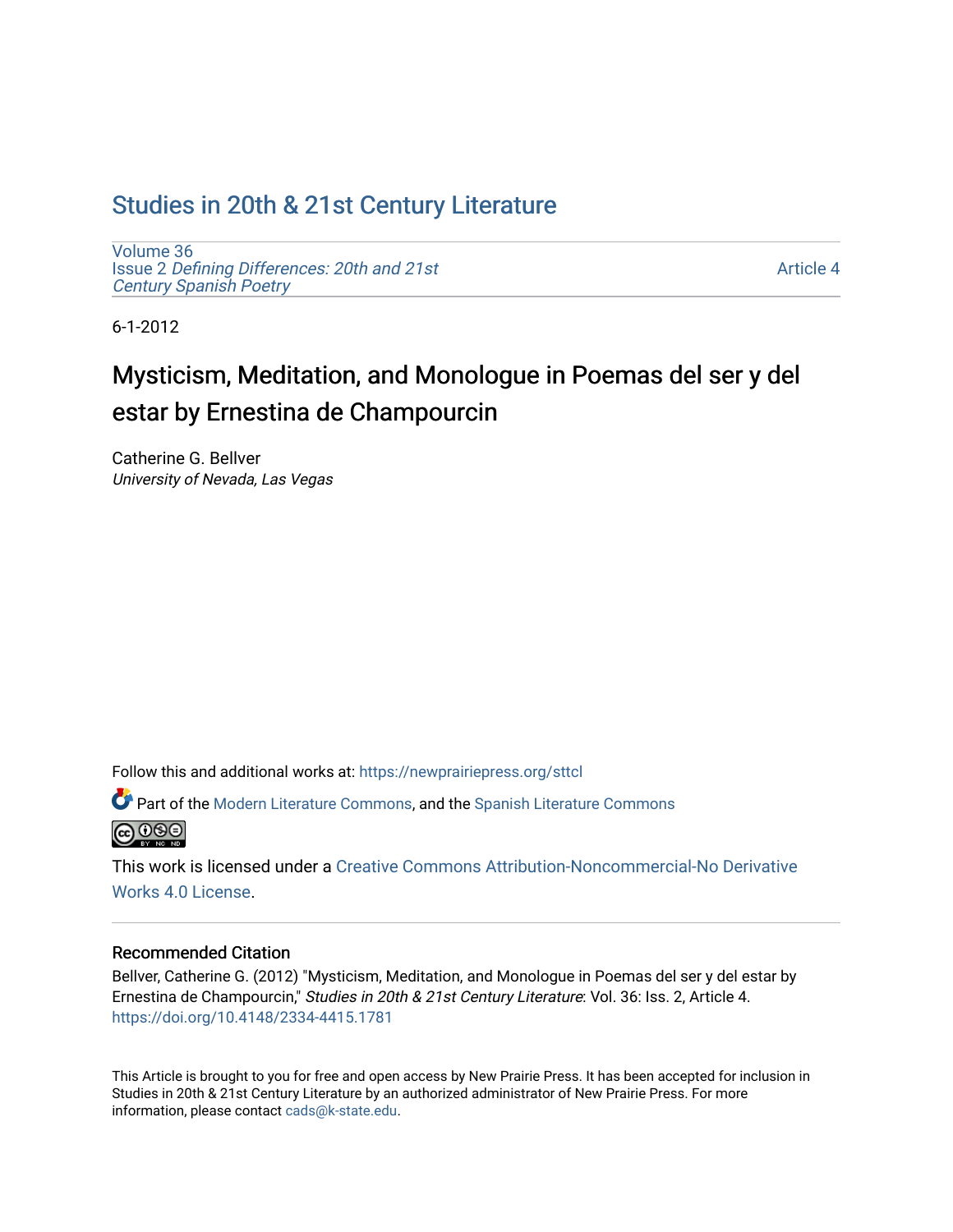# Studies in 20th & 21st Century Literature

Volume 36
Issue 2 *Defining Differences: 20th and 21st Century Spanish Poetry*

Article 4

6-1-2012

## Mysticism, Meditation, and Monologue in Poemas del ser y del estar by Ernestina de Champourcin

Catherine G. Bellver
*University of Nevada, Las Vegas*

Follow this and additional works at: https://newprairiepress.org/sttcl

Part of the Modern Literature Commons, and the Spanish Literature Commons

This work is licensed under a Creative Commons Attribution-Noncommercial-No Derivative Works 4.0 License.

### Recommended Citation

Bellver, Catherine G. (2012) "Mysticism, Meditation, and Monologue in Poemas del ser y del estar by Ernestina de Champourcin," *Studies in 20th & 21st Century Literature*: Vol. 36: Iss. 2, Article 4. https://doi.org/10.4148/2334-4415.1781

This Article is brought to you for free and open access by New Prairie Press. It has been accepted for inclusion in Studies in 20th & 21st Century Literature by an authorized administrator of New Prairie Press. For more information, please contact cads@k-state.edu.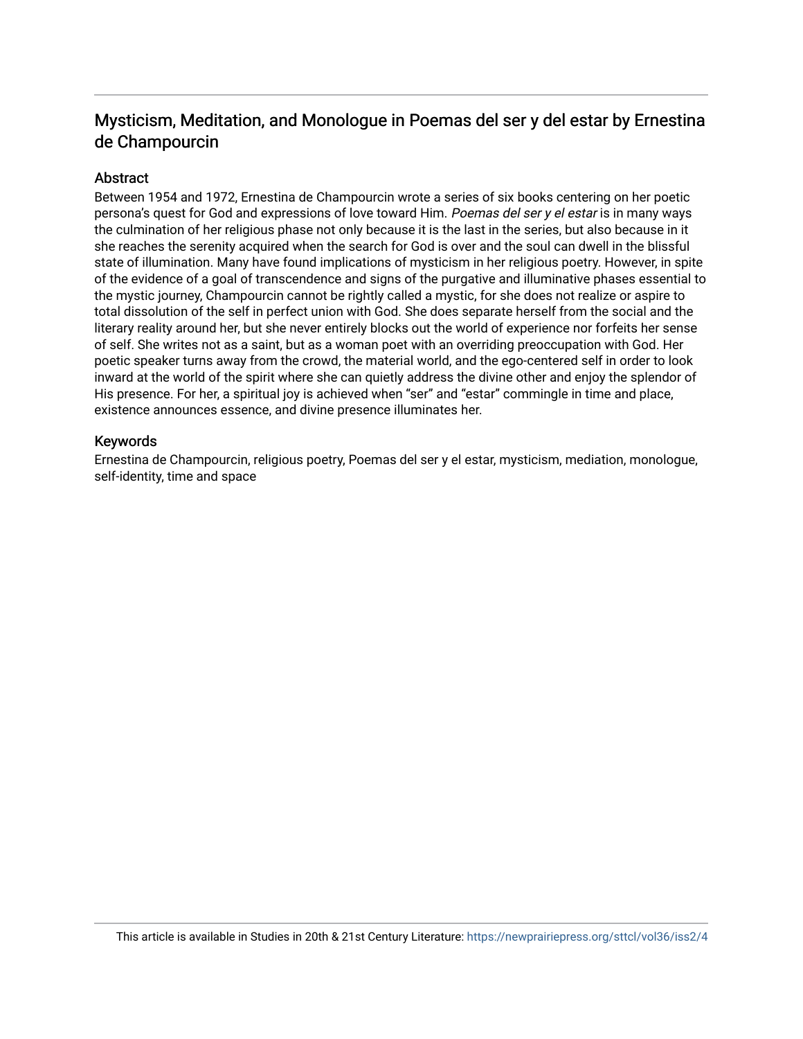## Mysticism, Meditation, and Monologue in Poemas del ser y del estar by Ernestina de Champourcin

### Abstract

Between 1954 and 1972, Ernestina de Champourcin wrote a series of six books centering on her poetic persona's quest for God and expressions of love toward Him. *Poemas del ser y el estar* is in many ways the culmination of her religious phase not only because it is the last in the series, but also because in it she reaches the serenity acquired when the search for God is over and the soul can dwell in the blissful state of illumination. Many have found implications of mysticism in her religious poetry. However, in spite of the evidence of a goal of transcendence and signs of the purgative and illuminative phases essential to the mystic journey, Champourcin cannot be rightly called a mystic, for she does not realize or aspire to total dissolution of the self in perfect union with God. She does separate herself from the social and the literary reality around her, but she never entirely blocks out the world of experience nor forfeits her sense of self. She writes not as a saint, but as a woman poet with an overriding preoccupation with God. Her poetic speaker turns away from the crowd, the material world, and the ego-centered self in order to look inward at the world of the spirit where she can quietly address the divine other and enjoy the splendor of His presence. For her, a spiritual joy is achieved when "ser" and "estar" commingle in time and place, existence announces essence, and divine presence illuminates her.

### Keywords

Ernestina de Champourcin, religious poetry, Poemas del ser y el estar, mysticism, mediation, monologue, self-identity, time and space

This article is available in Studies in 20th & 21st Century Literature: https://newprairiepress.org/sttcl/vol36/iss2/4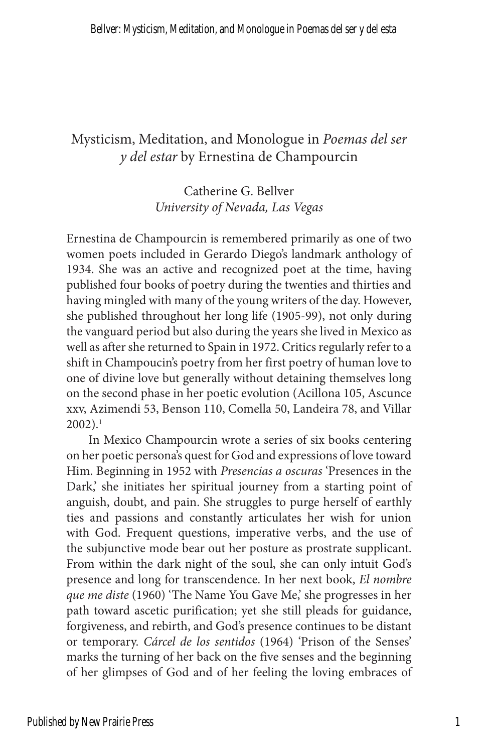# Mysticism, Meditation, and Monologue in *Poemas del ser y del estar* by Ernestina de Champourcin

Catherine G. Bellver
*University of Nevada, Las Vegas*

Ernestina de Champourcin is remembered primarily as one of two women poets included in Gerardo Diego's landmark anthology of 1934. She was an active and recognized poet at the time, having published four books of poetry during the twenties and thirties and having mingled with many of the young writers of the day. However, she published throughout her long life (1905-99), not only during the vanguard period but also during the years she lived in Mexico as well as after she returned to Spain in 1972. Critics regularly refer to a shift in Champoucin's poetry from her first poetry of human love to one of divine love but generally without detaining themselves long on the second phase in her poetic evolution (Acillona 105, Ascunce xxv, Azimendi 53, Benson 110, Comella 50, Landeira 78, and Villar 2002).[1]

In Mexico Champourcin wrote a series of six books centering on her poetic persona's quest for God and expressions of love toward Him. Beginning in 1952 with *Presencias a oscuras* 'Presences in the Dark,' she initiates her spiritual journey from a starting point of anguish, doubt, and pain. She struggles to purge herself of earthly ties and passions and constantly articulates her wish for union with God. Frequent questions, imperative verbs, and the use of the subjunctive mode bear out her posture as prostrate supplicant. From within the dark night of the soul, she can only intuit God's presence and long for transcendence. In her next book, *El nombre que me diste* (1960) 'The Name You Gave Me,' she progresses in her path toward ascetic purification; yet she still pleads for guidance, forgiveness, and rebirth, and God's presence continues to be distant or temporary. *Cárcel de los sentidos* (1964) 'Prison of the Senses' marks the turning of her back on the five senses and the beginning of her glimpses of God and of her feeling the loving embraces of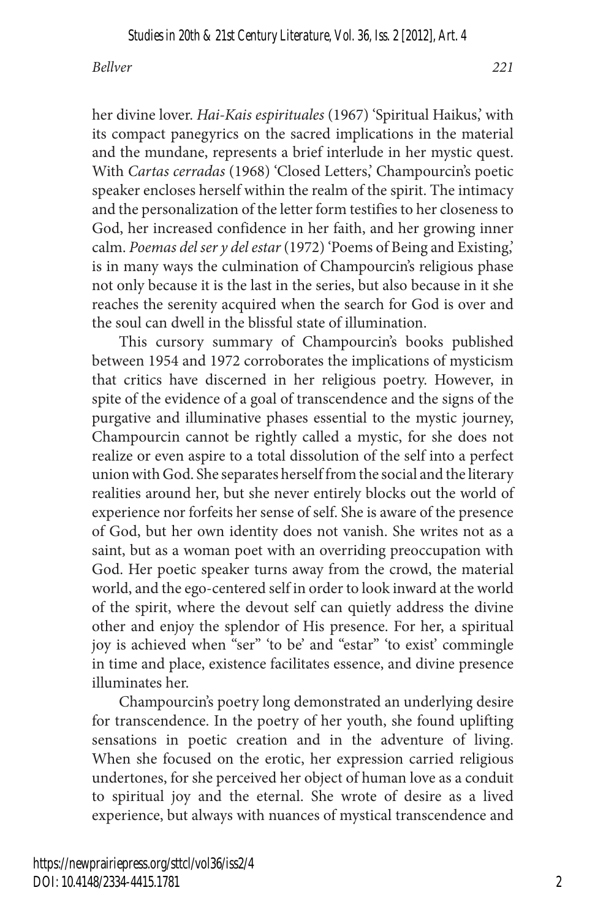her divine lover. *Hai-Kais espirituales* (1967) 'Spiritual Haikus,' with its compact panegyrics on the sacred implications in the material and the mundane, represents a brief interlude in her mystic quest. With *Cartas cerradas* (1968) 'Closed Letters,' Champourcin's poetic speaker encloses herself within the realm of the spirit. The intimacy and the personalization of the letter form testifies to her closeness to God, her increased confidence in her faith, and her growing inner calm. *Poemas del ser y del estar* (1972) 'Poems of Being and Existing,' is in many ways the culmination of Champourcin's religious phase not only because it is the last in the series, but also because in it she reaches the serenity acquired when the search for God is over and the soul can dwell in the blissful state of illumination.

This cursory summary of Champourcin's books published between 1954 and 1972 corroborates the implications of mysticism that critics have discerned in her religious poetry. However, in spite of the evidence of a goal of transcendence and the signs of the purgative and illuminative phases essential to the mystic journey, Champourcin cannot be rightly called a mystic, for she does not realize or even aspire to a total dissolution of the self into a perfect union with God. She separates herself from the social and the literary realities around her, but she never entirely blocks out the world of experience nor forfeits her sense of self. She is aware of the presence of God, but her own identity does not vanish. She writes not as a saint, but as a woman poet with an overriding preoccupation with God. Her poetic speaker turns away from the crowd, the material world, and the ego-centered self in order to look inward at the world of the spirit, where the devout self can quietly address the divine other and enjoy the splendor of His presence. For her, a spiritual joy is achieved when "ser" 'to be' and "estar" 'to exist' commingle in time and place, existence facilitates essence, and divine presence illuminates her.

Champourcin's poetry long demonstrated an underlying desire for transcendence. In the poetry of her youth, she found uplifting sensations in poetic creation and in the adventure of living. When she focused on the erotic, her expression carried religious undertones, for she perceived her object of human love as a conduit to spiritual joy and the eternal. She wrote of desire as a lived experience, but always with nuances of mystical transcendence and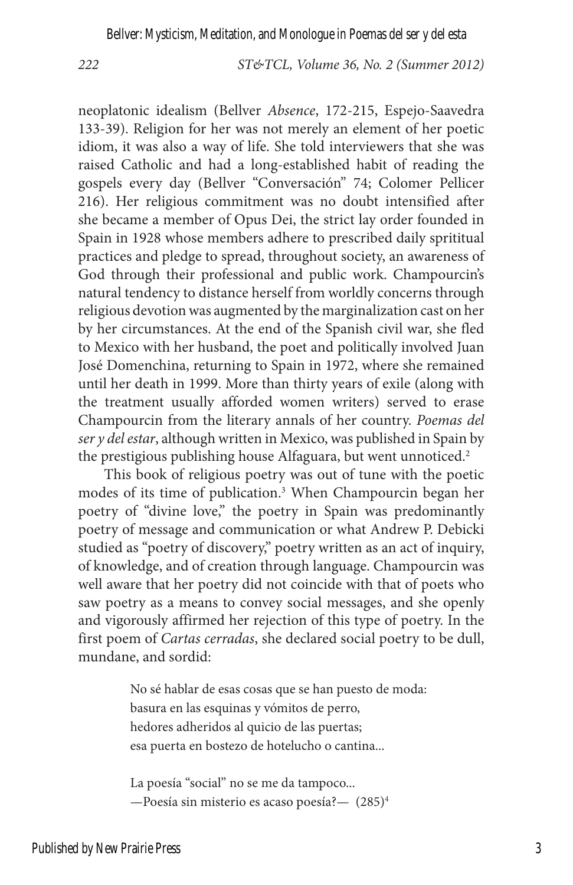neoplatonic idealism (Bellver *Absence*, 172-215, Espejo-Saavedra 133-39). Religion for her was not merely an element of her poetic idiom, it was also a way of life. She told interviewers that she was raised Catholic and had a long-established habit of reading the gospels every day (Bellver "Conversación" 74; Colomer Pellicer 216). Her religious commitment was no doubt intensified after she became a member of Opus Dei, the strict lay order founded in Spain in 1928 whose members adhere to prescribed daily sprititual practices and pledge to spread, throughout society, an awareness of God through their professional and public work. Champourcin's natural tendency to distance herself from worldly concerns through religious devotion was augmented by the marginalization cast on her by her circumstances. At the end of the Spanish civil war, she fled to Mexico with her husband, the poet and politically involved Juan José Domenchina, returning to Spain in 1972, where she remained until her death in 1999. More than thirty years of exile (along with the treatment usually afforded women writers) served to erase Champourcin from the literary annals of her country. *Poemas del ser y del estar*, although written in Mexico, was published in Spain by the prestigious publishing house Alfaguara, but went unnoticed.[2]

This book of religious poetry was out of tune with the poetic modes of its time of publication.[3] When Champourcin began her poetry of "divine love," the poetry in Spain was predominantly poetry of message and communication or what Andrew P. Debicki studied as "poetry of discovery," poetry written as an act of inquiry, of knowledge, and of creation through language. Champourcin was well aware that her poetry did not coincide with that of poets who saw poetry as a means to convey social messages, and she openly and vigorously affirmed her rejection of this type of poetry. In the first poem of *Cartas cerradas*, she declared social poetry to be dull, mundane, and sordid:

> No sé hablar de esas cosas que se han puesto de moda:
> basura en las esquinas y vómitos de perro,
> hedores adheridos al quicio de las puertas;
> esa puerta en bostezo de hotelucho o cantina...
>
> La poesía "social" no se me da tampoco...
> —Poesía sin misterio es acaso poesía?— (285)[4]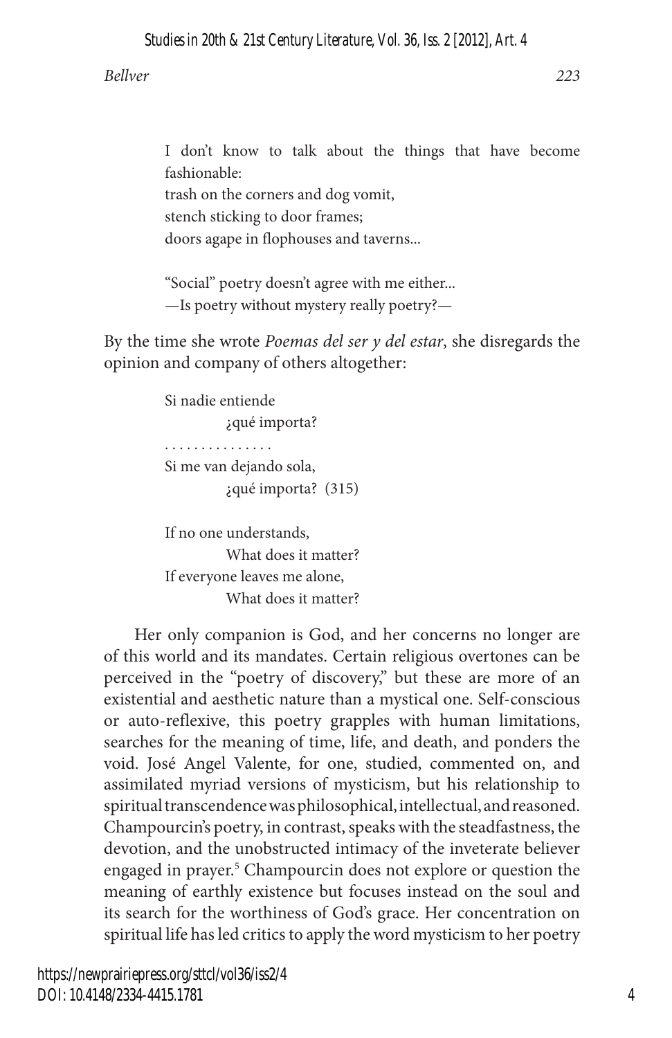> I don't know to talk about the things that have become fashionable:
> trash on the corners and dog vomit,
> stench sticking to door frames;
> doors agape in flophouses and taverns...
>
> "Social" poetry doesn't agree with me either...
> —Is poetry without mystery really poetry?—

By the time she wrote *Poemas del ser y del estar*, she disregards the opinion and company of others altogether:

> Si nadie entiende
> ¿qué importa?
> . . . . . . . . . . . . . . .
> Si me van dejando sola,
> ¿qué importa? (315)
>
> If no one understands,
> What does it matter?
> If everyone leaves me alone,
> What does it matter?

Her only companion is God, and her concerns no longer are of this world and its mandates. Certain religious overtones can be perceived in the "poetry of discovery," but these are more of an existential and aesthetic nature than a mystical one. Self-conscious or auto-reflexive, this poetry grapples with human limitations, searches for the meaning of time, life, and death, and ponders the void. José Angel Valente, for one, studied, commented on, and assimilated myriad versions of mysticism, but his relationship to spiritual transcendence was philosophical, intellectual, and reasoned. Champourcin's poetry, in contrast, speaks with the steadfastness, the devotion, and the unobstructed intimacy of the inveterate believer engaged in prayer.[5] Champourcin does not explore or question the meaning of earthly existence but focuses instead on the soul and its search for the worthiness of God's grace. Her concentration on spiritual life has led critics to apply the word mysticism to her poetry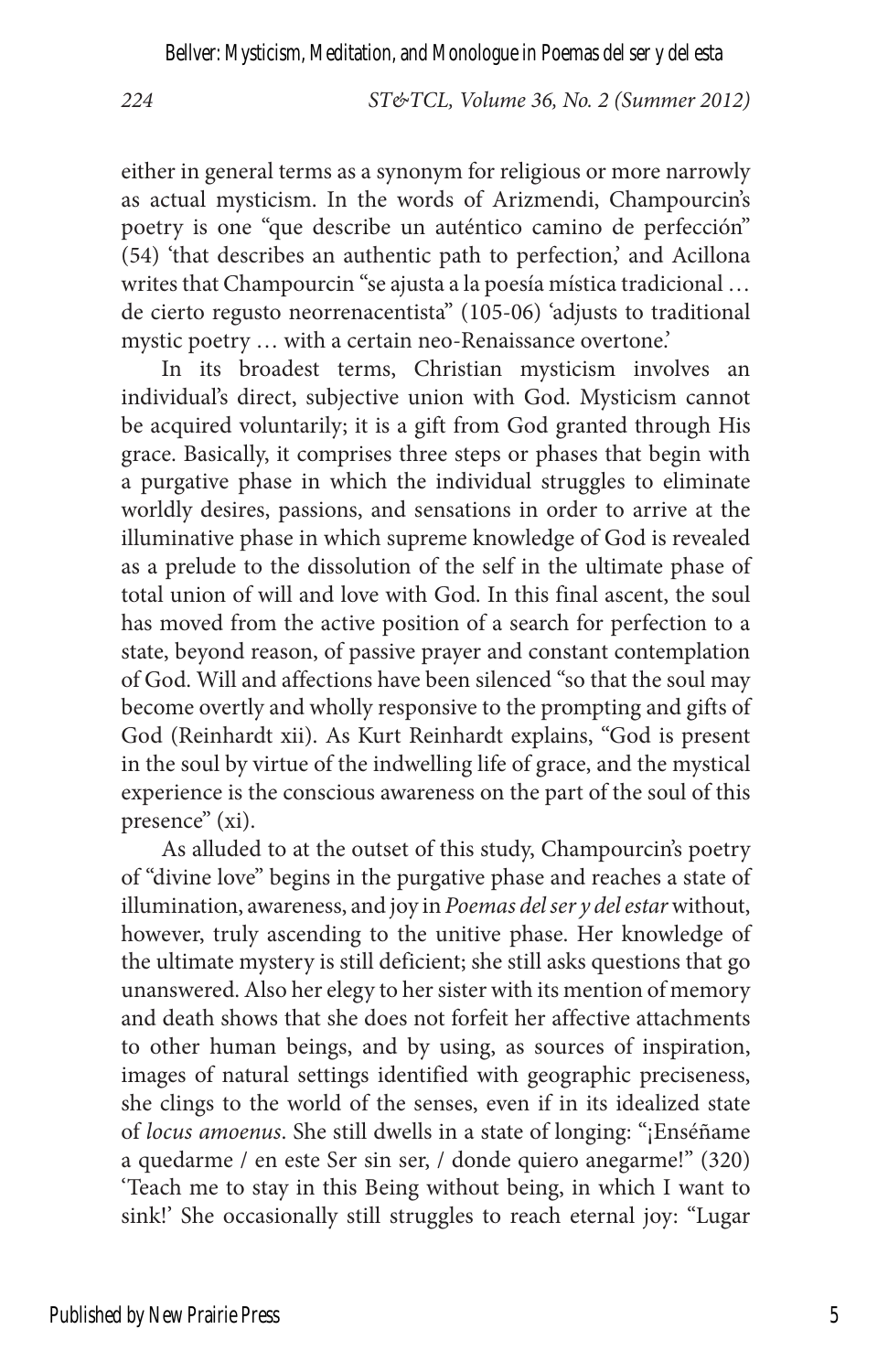either in general terms as a synonym for religious or more narrowly as actual mysticism. In the words of Arizmendi, Champourcin's poetry is one "que describe un auténtico camino de perfección" (54) 'that describes an authentic path to perfection,' and Acillona writes that Champourcin "se ajusta a la poesía mística tradicional … de cierto regusto neorrenacentista" (105-06) 'adjusts to traditional mystic poetry … with a certain neo-Renaissance overtone.'

In its broadest terms, Christian mysticism involves an individual's direct, subjective union with God. Mysticism cannot be acquired voluntarily; it is a gift from God granted through His grace. Basically, it comprises three steps or phases that begin with a purgative phase in which the individual struggles to eliminate worldly desires, passions, and sensations in order to arrive at the illuminative phase in which supreme knowledge of God is revealed as a prelude to the dissolution of the self in the ultimate phase of total union of will and love with God. In this final ascent, the soul has moved from the active position of a search for perfection to a state, beyond reason, of passive prayer and constant contemplation of God. Will and affections have been silenced "so that the soul may become overtly and wholly responsive to the prompting and gifts of God (Reinhardt xii). As Kurt Reinhardt explains, "God is present in the soul by virtue of the indwelling life of grace, and the mystical experience is the conscious awareness on the part of the soul of this presence" (xi).

As alluded to at the outset of this study, Champourcin's poetry of "divine love" begins in the purgative phase and reaches a state of illumination, awareness, and joy in *Poemas del ser y del estar* without, however, truly ascending to the unitive phase. Her knowledge of the ultimate mystery is still deficient; she still asks questions that go unanswered. Also her elegy to her sister with its mention of memory and death shows that she does not forfeit her affective attachments to other human beings, and by using, as sources of inspiration, images of natural settings identified with geographic preciseness, she clings to the world of the senses, even if in its idealized state of *locus amoenus*. She still dwells in a state of longing: "¡Enséñame a quedarme / en este Ser sin ser, / donde quiero anegarme!" (320) 'Teach me to stay in this Being without being, in which I want to sink!' She occasionally still struggles to reach eternal joy: "Lugar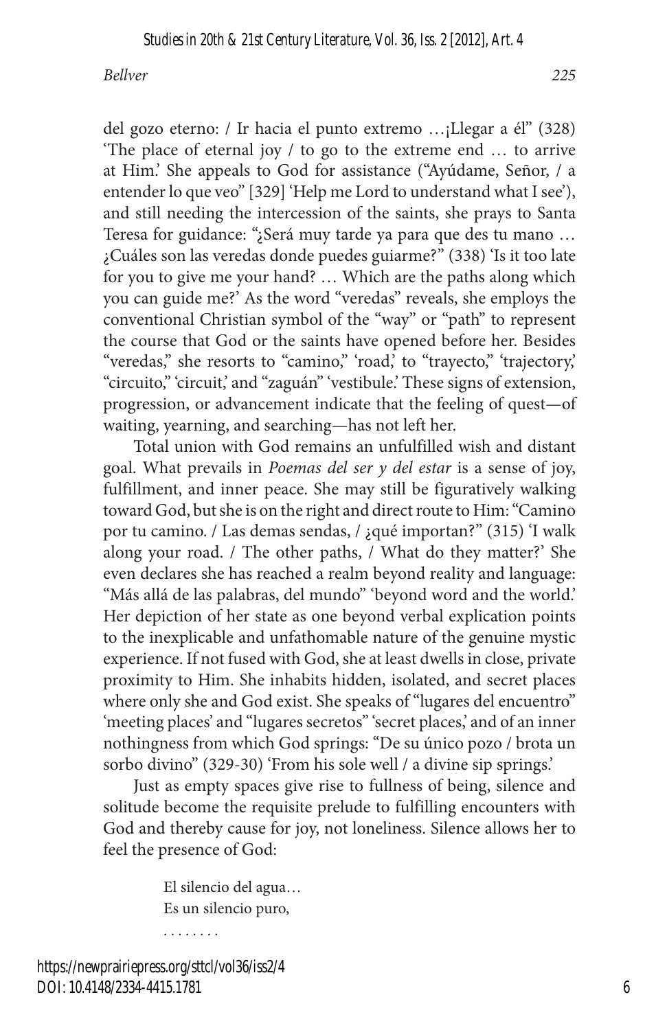del gozo eterno: / Ir hacia el punto extremo …¡Llegar a él" (328) 'The place of eternal joy / to go to the extreme end … to arrive at Him.' She appeals to God for assistance ("Ayúdame, Señor, / a entender lo que veo" [329] 'Help me Lord to understand what I see'), and still needing the intercession of the saints, she prays to Santa Teresa for guidance: "¿Será muy tarde ya para que des tu mano … ¿Cuáles son las veredas donde puedes guiarme?" (338) 'Is it too late for you to give me your hand? … Which are the paths along which you can guide me?' As the word "veredas" reveals, she employs the conventional Christian symbol of the "way" or "path" to represent the course that God or the saints have opened before her. Besides "veredas," she resorts to "camino," 'road,' to "trayecto," 'trajectory,' "circuito," 'circuit,' and "zaguán" 'vestibule.' These signs of extension, progression, or advancement indicate that the feeling of quest—of waiting, yearning, and searching—has not left her.

Total union with God remains an unfulfilled wish and distant goal. What prevails in *Poemas del ser y del estar* is a sense of joy, fulfillment, and inner peace. She may still be figuratively walking toward God, but she is on the right and direct route to Him: "Camino por tu camino. / Las demas sendas, / ¿qué importan?" (315) 'I walk along your road. / The other paths, / What do they matter?' She even declares she has reached a realm beyond reality and language: "Más allá de las palabras, del mundo" 'beyond word and the world.' Her depiction of her state as one beyond verbal explication points to the inexplicable and unfathomable nature of the genuine mystic experience. If not fused with God, she at least dwells in close, private proximity to Him. She inhabits hidden, isolated, and secret places where only she and God exist. She speaks of "lugares del encuentro" 'meeting places' and "lugares secretos" 'secret places,' and of an inner nothingness from which God springs: "De su único pozo / brota un sorbo divino" (329-30) 'From his sole well / a divine sip springs.'

Just as empty spaces give rise to fullness of being, silence and solitude become the requisite prelude to fulfilling encounters with God and thereby cause for joy, not loneliness. Silence allows her to feel the presence of God:

> El silencio del agua…
> Es un silencio puro,
> . . . . . . . .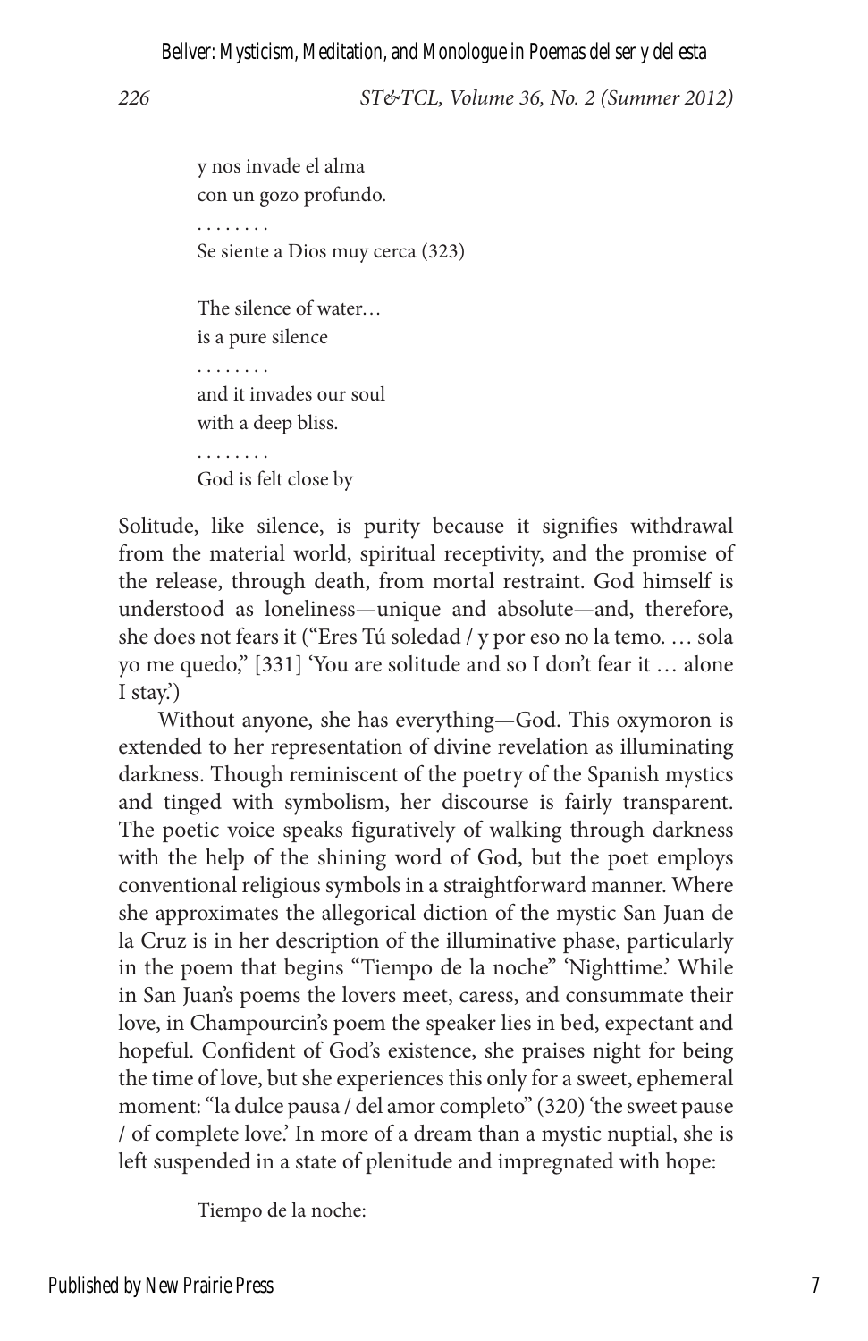y nos invade el alma  
con un gozo profundo.  
. . . . . . . .  
Se siente a Dios muy cerca (323)

The silence of water…  
is a pure silence  
. . . . . . . .  
and it invades our soul  
with a deep bliss.  
. . . . . . . .  
God is felt close by

Solitude, like silence, is purity because it signifies withdrawal from the material world, spiritual receptivity, and the promise of the release, through death, from mortal restraint. God himself is understood as loneliness—unique and absolute—and, therefore, she does not fears it ("Eres Tú soledad / y por eso no la temo. … sola yo me quedo," [331] 'You are solitude and so I don't fear it … alone I stay.')

Without anyone, she has everything—God. This oxymoron is extended to her representation of divine revelation as illuminating darkness. Though reminiscent of the poetry of the Spanish mystics and tinged with symbolism, her discourse is fairly transparent. The poetic voice speaks figuratively of walking through darkness with the help of the shining word of God, but the poet employs conventional religious symbols in a straightforward manner. Where she approximates the allegorical diction of the mystic San Juan de la Cruz is in her description of the illuminative phase, particularly in the poem that begins "Tiempo de la noche" 'Nighttime.' While in San Juan's poems the lovers meet, caress, and consummate their love, in Champourcin's poem the speaker lies in bed, expectant and hopeful. Confident of God's existence, she praises night for being the time of love, but she experiences this only for a sweet, ephemeral moment: "la dulce pausa / del amor completo" (320) 'the sweet pause / of complete love.' In more of a dream than a mystic nuptial, she is left suspended in a state of plenitude and impregnated with hope:

Tiempo de la noche: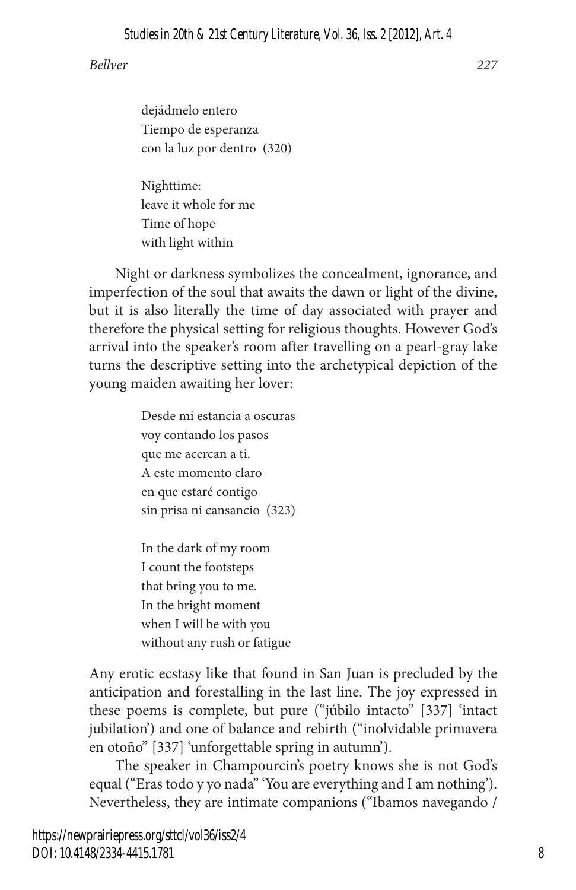dejádmelo entero
Tiempo de esperanza
con la luz por dentro (320)

Nighttime:
leave it whole for me
Time of hope
with light within

Night or darkness symbolizes the concealment, ignorance, and imperfection of the soul that awaits the dawn or light of the divine, but it is also literally the time of day associated with prayer and therefore the physical setting for religious thoughts. However God's arrival into the speaker's room after travelling on a pearl-gray lake turns the descriptive setting into the archetypical depiction of the young maiden awaiting her lover:

Desde mi estancia a oscuras
voy contando los pasos
que me acercan a ti.
A este momento claro
en que estaré contigo
sin prisa ni cansancio (323)

In the dark of my room
I count the footsteps
that bring you to me.
In the bright moment
when I will be with you
without any rush or fatigue

Any erotic ecstasy like that found in San Juan is precluded by the anticipation and forestalling in the last line. The joy expressed in these poems is complete, but pure ("júbilo intacto" [337] 'intact jubilation') and one of balance and rebirth ("inolvidable primavera en otoño" [337] 'unforgettable spring in autumn').

The speaker in Champourcin's poetry knows she is not God's equal ("Eras todo y yo nada" 'You are everything and I am nothing'). Nevertheless, they are intimate companions ("Ibamos navegando /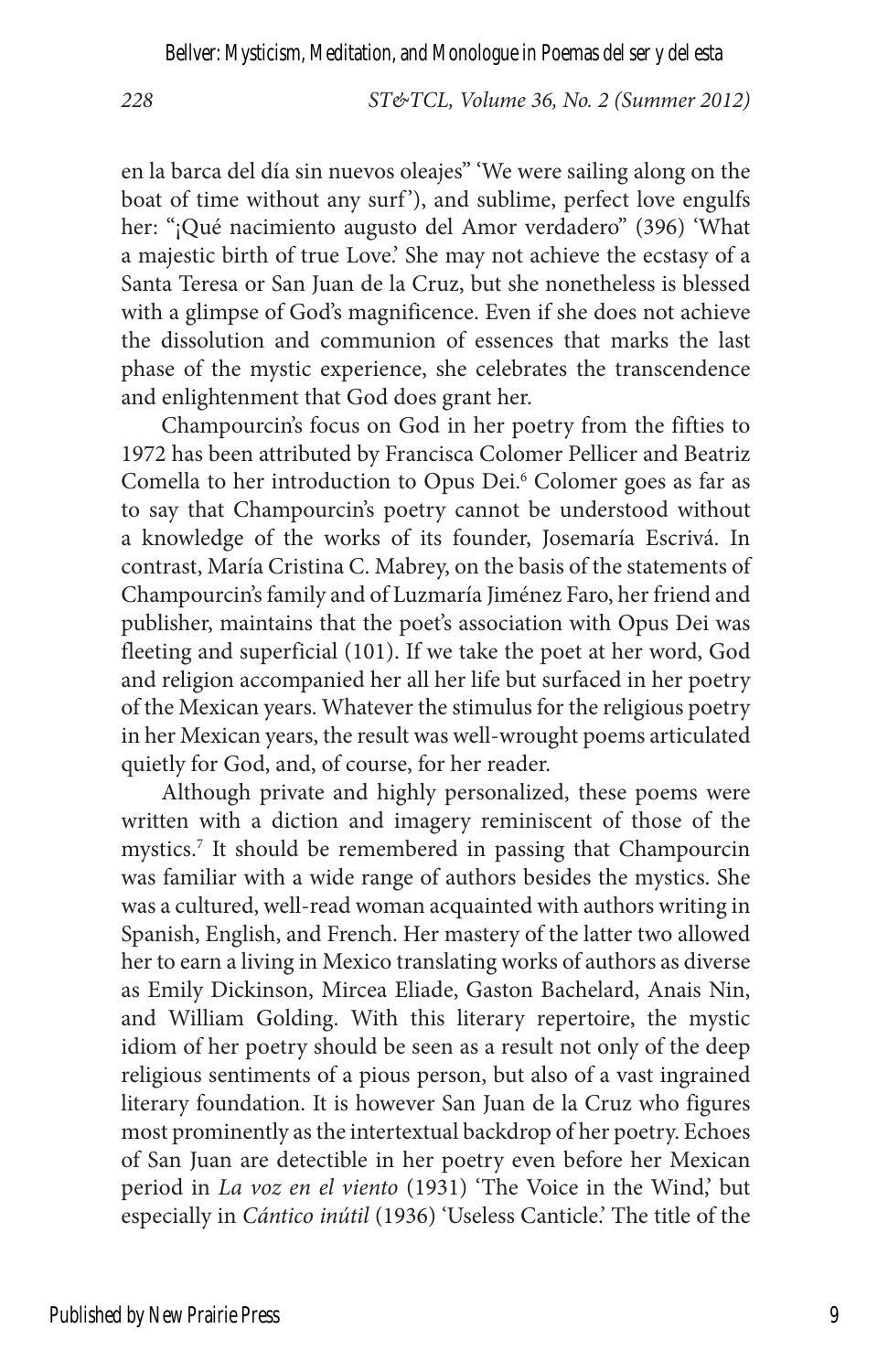en la barca del día sin nuevos oleajes" 'We were sailing along on the boat of time without any surf'), and sublime, perfect love engulfs her: "¡Qué nacimiento augusto del Amor verdadero" (396) 'What a majestic birth of true Love.' She may not achieve the ecstasy of a Santa Teresa or San Juan de la Cruz, but she nonetheless is blessed with a glimpse of God's magnificence. Even if she does not achieve the dissolution and communion of essences that marks the last phase of the mystic experience, she celebrates the transcendence and enlightenment that God does grant her.

Champourcin's focus on God in her poetry from the fifties to 1972 has been attributed by Francisca Colomer Pellicer and Beatriz Comella to her introduction to Opus Dei.[6] Colomer goes as far as to say that Champourcin's poetry cannot be understood without a knowledge of the works of its founder, Josemaría Escrivá. In contrast, María Cristina C. Mabrey, on the basis of the statements of Champourcin's family and of Luzmaría Jiménez Faro, her friend and publisher, maintains that the poet's association with Opus Dei was fleeting and superficial (101). If we take the poet at her word, God and religion accompanied her all her life but surfaced in her poetry of the Mexican years. Whatever the stimulus for the religious poetry in her Mexican years, the result was well-wrought poems articulated quietly for God, and, of course, for her reader.

Although private and highly personalized, these poems were written with a diction and imagery reminiscent of those of the mystics.[7] It should be remembered in passing that Champourcin was familiar with a wide range of authors besides the mystics. She was a cultured, well-read woman acquainted with authors writing in Spanish, English, and French. Her mastery of the latter two allowed her to earn a living in Mexico translating works of authors as diverse as Emily Dickinson, Mircea Eliade, Gaston Bachelard, Anais Nin, and William Golding. With this literary repertoire, the mystic idiom of her poetry should be seen as a result not only of the deep religious sentiments of a pious person, but also of a vast ingrained literary foundation. It is however San Juan de la Cruz who figures most prominently as the intertextual backdrop of her poetry. Echoes of San Juan are detectible in her poetry even before her Mexican period in *La voz en el viento* (1931) 'The Voice in the Wind,' but especially in *Cántico inútil* (1936) 'Useless Canticle.' The title of the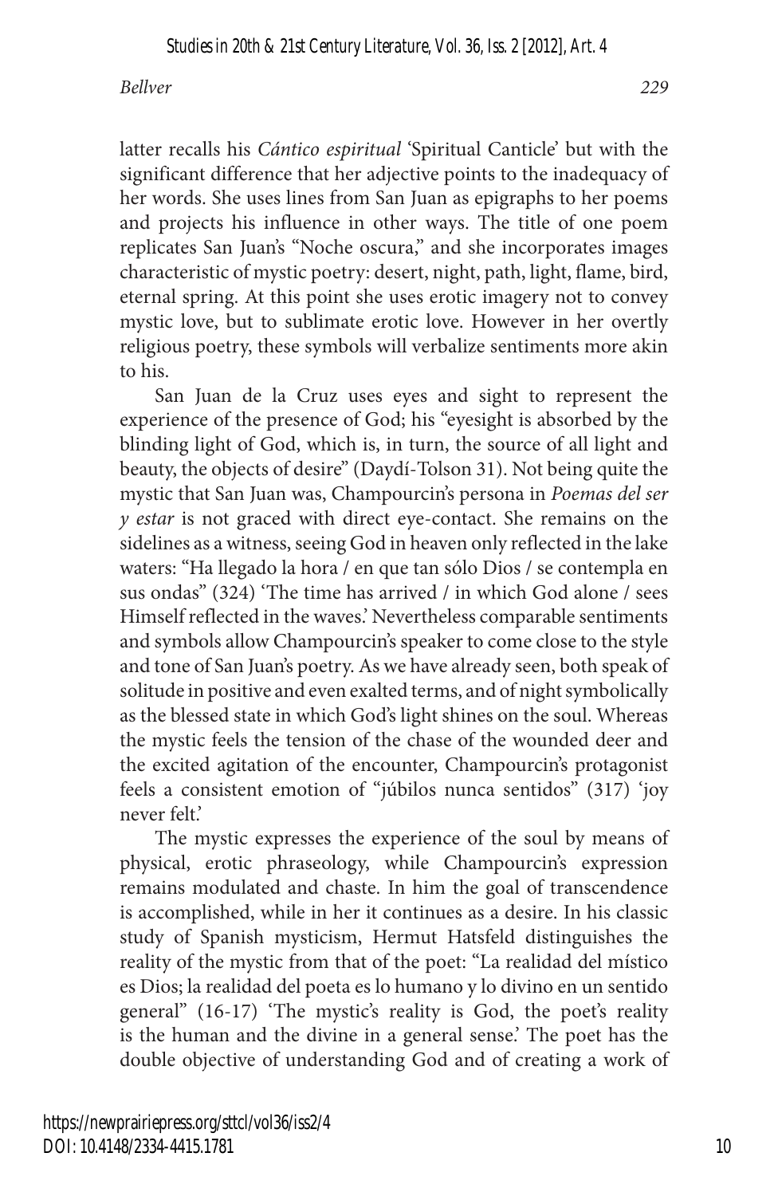latter recalls his *Cántico espiritual* 'Spiritual Canticle' but with the significant difference that her adjective points to the inadequacy of her words. She uses lines from San Juan as epigraphs to her poems and projects his influence in other ways. The title of one poem replicates San Juan's "Noche oscura," and she incorporates images characteristic of mystic poetry: desert, night, path, light, flame, bird, eternal spring. At this point she uses erotic imagery not to convey mystic love, but to sublimate erotic love. However in her overtly religious poetry, these symbols will verbalize sentiments more akin to his.

San Juan de la Cruz uses eyes and sight to represent the experience of the presence of God; his "eyesight is absorbed by the blinding light of God, which is, in turn, the source of all light and beauty, the objects of desire" (Daydí-Tolson 31). Not being quite the mystic that San Juan was, Champourcin's persona in *Poemas del ser y estar* is not graced with direct eye-contact. She remains on the sidelines as a witness, seeing God in heaven only reflected in the lake waters: "Ha llegado la hora / en que tan sólo Dios / se contempla en sus ondas" (324) 'The time has arrived / in which God alone / sees Himself reflected in the waves.' Nevertheless comparable sentiments and symbols allow Champourcin's speaker to come close to the style and tone of San Juan's poetry. As we have already seen, both speak of solitude in positive and even exalted terms, and of night symbolically as the blessed state in which God's light shines on the soul. Whereas the mystic feels the tension of the chase of the wounded deer and the excited agitation of the encounter, Champourcin's protagonist feels a consistent emotion of "júbilos nunca sentidos" (317) 'joy never felt.'

The mystic expresses the experience of the soul by means of physical, erotic phraseology, while Champourcin's expression remains modulated and chaste. In him the goal of transcendence is accomplished, while in her it continues as a desire. In his classic study of Spanish mysticism, Hermut Hatsfeld distinguishes the reality of the mystic from that of the poet: "La realidad del místico es Dios; la realidad del poeta es lo humano y lo divino en un sentido general" (16-17) 'The mystic's reality is God, the poet's reality is the human and the divine in a general sense.' The poet has the double objective of understanding God and of creating a work of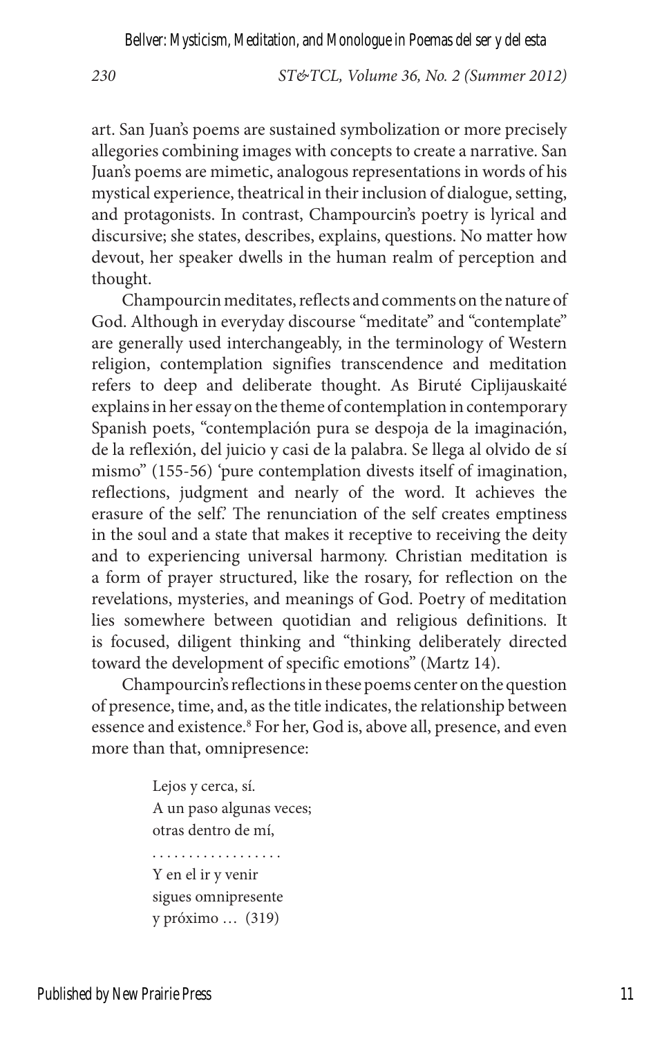art. San Juan's poems are sustained symbolization or more precisely allegories combining images with concepts to create a narrative. San Juan's poems are mimetic, analogous representations in words of his mystical experience, theatrical in their inclusion of dialogue, setting, and protagonists. In contrast, Champourcin's poetry is lyrical and discursive; she states, describes, explains, questions. No matter how devout, her speaker dwells in the human realm of perception and thought.

Champourcin meditates, reflects and comments on the nature of God. Although in everyday discourse "meditate" and "contemplate" are generally used interchangeably, in the terminology of Western religion, contemplation signifies transcendence and meditation refers to deep and deliberate thought. As Biruté Ciplijauskaité explains in her essay on the theme of contemplation in contemporary Spanish poets, "contemplación pura se despoja de la imaginación, de la reflexión, del juicio y casi de la palabra. Se llega al olvido de sí mismo" (155-56) 'pure contemplation divests itself of imagination, reflections, judgment and nearly of the word. It achieves the erasure of the self.' The renunciation of the self creates emptiness in the soul and a state that makes it receptive to receiving the deity and to experiencing universal harmony. Christian meditation is a form of prayer structured, like the rosary, for reflection on the revelations, mysteries, and meanings of God. Poetry of meditation lies somewhere between quotidian and religious definitions. It is focused, diligent thinking and "thinking deliberately directed toward the development of specific emotions" (Martz 14).

Champourcin's reflections in these poems center on the question of presence, time, and, as the title indicates, the relationship between essence and existence.[8] For her, God is, above all, presence, and even more than that, omnipresence:

> Lejos y cerca, sí.
> A un paso algunas veces;
> otras dentro de mí,
> . . . . . . . . . . . . . . . . . .
> Y en el ir y venir
> sigues omnipresente
> y próximo … (319)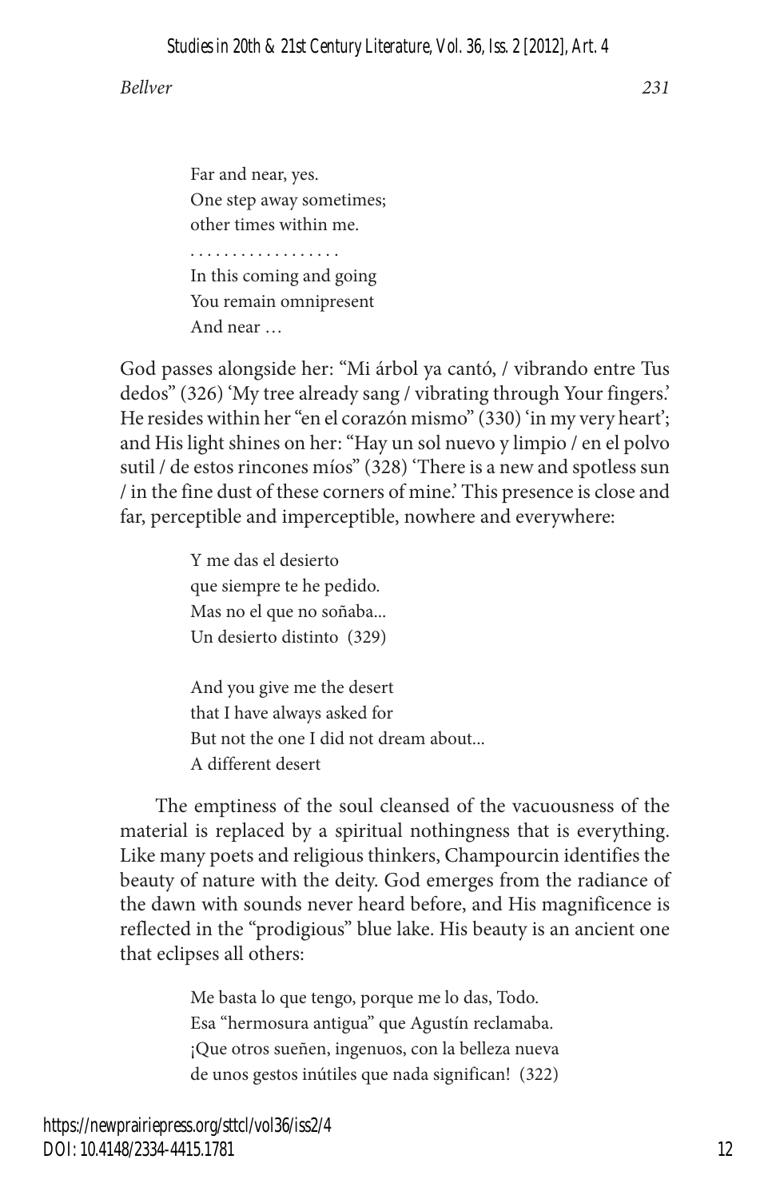Far and near, yes.  
One step away sometimes;  
other times within me.  
. . . . . . . . . . . . . . . . . .  
In this coming and going  
You remain omnipresent  
And near …

God passes alongside her: "Mi árbol ya cantó, / vibrando entre Tus dedos" (326) 'My tree already sang / vibrating through Your fingers.' He resides within her "en el corazón mismo" (330) 'in my very heart'; and His light shines on her: "Hay un sol nuevo y limpio / en el polvo sutil / de estos rincones míos" (328) 'There is a new and spotless sun / in the fine dust of these corners of mine.' This presence is close and far, perceptible and imperceptible, nowhere and everywhere:

Y me das el desierto  
que siempre te he pedido.  
Mas no el que no soñaba...  
Un desierto distinto (329)

And you give me the desert  
that I have always asked for  
But not the one I did not dream about...  
A different desert

The emptiness of the soul cleansed of the vacuousness of the material is replaced by a spiritual nothingness that is everything. Like many poets and religious thinkers, Champourcin identifies the beauty of nature with the deity. God emerges from the radiance of the dawn with sounds never heard before, and His magnificence is reflected in the "prodigious" blue lake. His beauty is an ancient one that eclipses all others:

Me basta lo que tengo, porque me lo das, Todo.  
Esa "hermosura antigua" que Agustín reclamaba.  
¡Que otros sueñen, ingenuos, con la belleza nueva  
de unos gestos inútiles que nada significan! (322)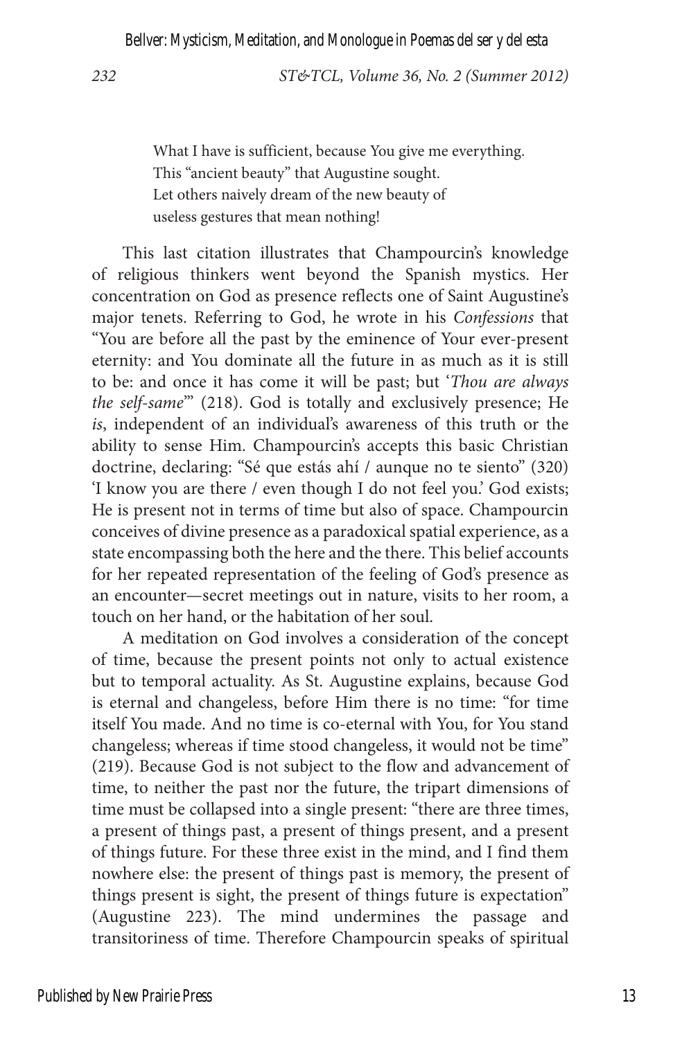> What I have is sufficient, because You give me everything.
> This "ancient beauty" that Augustine sought.
> Let others naively dream of the new beauty of
> useless gestures that mean nothing!

This last citation illustrates that Champourcin's knowledge of religious thinkers went beyond the Spanish mystics. Her concentration on God as presence reflects one of Saint Augustine's major tenets. Referring to God, he wrote in his *Confessions* that "You are before all the past by the eminence of Your ever-present eternity: and You dominate all the future in as much as it is still to be: and once it has come it will be past; but '*Thou are always the self-same*'" (218). God is totally and exclusively presence; He *is*, independent of an individual's awareness of this truth or the ability to sense Him. Champourcin's accepts this basic Christian doctrine, declaring: "Sé que estás ahí / aunque no te siento" (320) 'I know you are there / even though I do not feel you.' God exists; He is present not in terms of time but also of space. Champourcin conceives of divine presence as a paradoxical spatial experience, as a state encompassing both the here and the there. This belief accounts for her repeated representation of the feeling of God's presence as an encounter—secret meetings out in nature, visits to her room, a touch on her hand, or the habitation of her soul.

A meditation on God involves a consideration of the concept of time, because the present points not only to actual existence but to temporal actuality. As St. Augustine explains, because God is eternal and changeless, before Him there is no time: "for time itself You made. And no time is co-eternal with You, for You stand changeless; whereas if time stood changeless, it would not be time" (219). Because God is not subject to the flow and advancement of time, to neither the past nor the future, the tripart dimensions of time must be collapsed into a single present: "there are three times, a present of things past, a present of things present, and a present of things future. For these three exist in the mind, and I find them nowhere else: the present of things past is memory, the present of things present is sight, the present of things future is expectation" (Augustine 223). The mind undermines the passage and transitoriness of time. Therefore Champourcin speaks of spiritual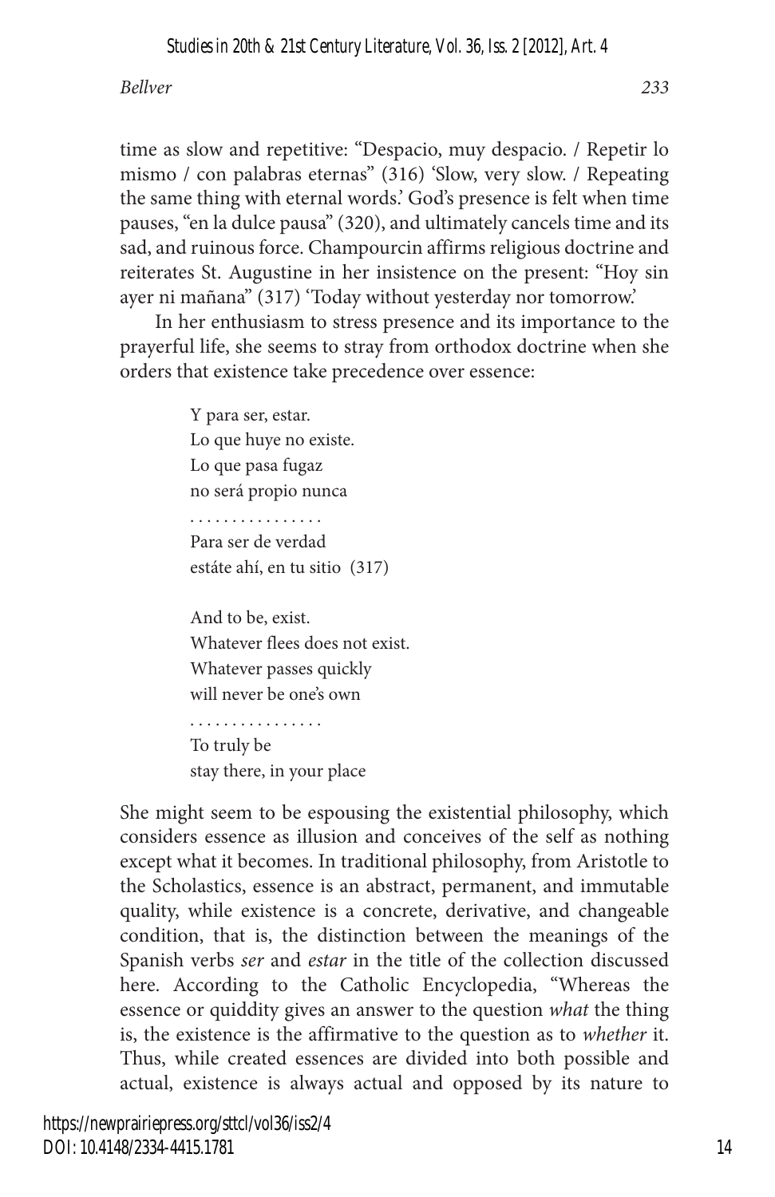time as slow and repetitive: "Despacio, muy despacio. / Repetir lo mismo / con palabras eternas" (316) 'Slow, very slow. / Repeating the same thing with eternal words.' God's presence is felt when time pauses, "en la dulce pausa" (320), and ultimately cancels time and its sad, and ruinous force. Champourcin affirms religious doctrine and reiterates St. Augustine in her insistence on the present: "Hoy sin ayer ni mañana" (317) 'Today without yesterday nor tomorrow.'

In her enthusiasm to stress presence and its importance to the prayerful life, she seems to stray from orthodox doctrine when she orders that existence take precedence over essence:

> Y para ser, estar.
> Lo que huye no existe.
> Lo que pasa fugaz
> no será propio nunca
> . . . . . . . . . . . . . . . .
> Para ser de verdad
> estáte ahí, en tu sitio (317)
>
> And to be, exist.
> Whatever flees does not exist.
> Whatever passes quickly
> will never be one's own
> . . . . . . . . . . . . . . . .
> To truly be
> stay there, in your place

She might seem to be espousing the existential philosophy, which considers essence as illusion and conceives of the self as nothing except what it becomes. In traditional philosophy, from Aristotle to the Scholastics, essence is an abstract, permanent, and immutable quality, while existence is a concrete, derivative, and changeable condition, that is, the distinction between the meanings of the Spanish verbs *ser* and *estar* in the title of the collection discussed here. According to the Catholic Encyclopedia, "Whereas the essence or quiddity gives an answer to the question *what* the thing is, the existence is the affirmative to the question as to *whether* it. Thus, while created essences are divided into both possible and actual, existence is always actual and opposed by its nature to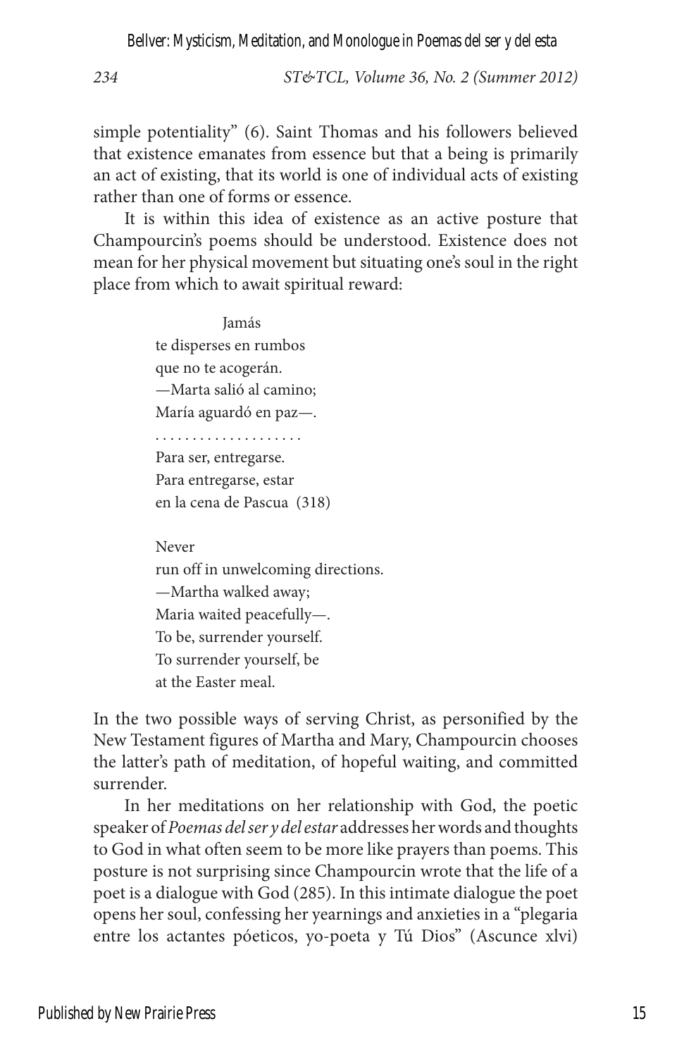simple potentiality" (6). Saint Thomas and his followers believed that existence emanates from essence but that a being is primarily an act of existing, that its world is one of individual acts of existing rather than one of forms or essence.

It is within this idea of existence as an active posture that Champourcin's poems should be understood. Existence does not mean for her physical movement but situating one's soul in the right place from which to await spiritual reward:

> Jamás
> te disperses en rumbos
> que no te acogerán.
> —Marta salió al camino;
> María aguardó en paz—.
> . . . . . . . . . . . . . . . . . . . .
> Para ser, entregarse.
> Para entregarse, estar
> en la cena de Pascua (318)

> Never
> run off in unwelcoming directions.
> —Martha walked away;
> Maria waited peacefully—.
> To be, surrender yourself.
> To surrender yourself, be
> at the Easter meal.

In the two possible ways of serving Christ, as personified by the New Testament figures of Martha and Mary, Champourcin chooses the latter's path of meditation, of hopeful waiting, and committed surrender.

In her meditations on her relationship with God, the poetic speaker of *Poemas del ser y del estar* addresses her words and thoughts to God in what often seem to be more like prayers than poems. This posture is not surprising since Champourcin wrote that the life of a poet is a dialogue with God (285). In this intimate dialogue the poet opens her soul, confessing her yearnings and anxieties in a "plegaria entre los actantes póeticos, yo-poeta y Tú Dios" (Ascunce xlvi)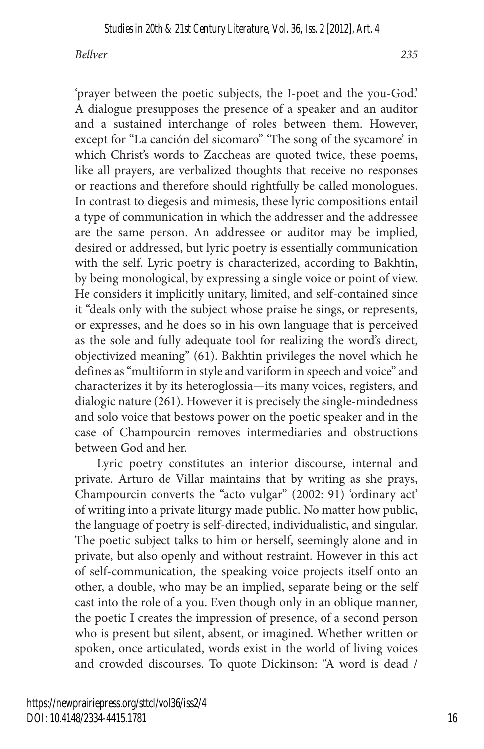'prayer between the poetic subjects, the I-poet and the you-God.' A dialogue presupposes the presence of a speaker and an auditor and a sustained interchange of roles between them. However, except for "La canción del sicomaro" 'The song of the sycamore' in which Christ's words to Zaccheas are quoted twice, these poems, like all prayers, are verbalized thoughts that receive no responses or reactions and therefore should rightfully be called monologues. In contrast to diegesis and mimesis, these lyric compositions entail a type of communication in which the addresser and the addressee are the same person. An addressee or auditor may be implied, desired or addressed, but lyric poetry is essentially communication with the self. Lyric poetry is characterized, according to Bakhtin, by being monological, by expressing a single voice or point of view. He considers it implicitly unitary, limited, and self-contained since it "deals only with the subject whose praise he sings, or represents, or expresses, and he does so in his own language that is perceived as the sole and fully adequate tool for realizing the word's direct, objectivized meaning" (61). Bakhtin privileges the novel which he defines as "multiform in style and variform in speech and voice" and characterizes it by its heteroglossia—its many voices, registers, and dialogic nature (261). However it is precisely the single-mindedness and solo voice that bestows power on the poetic speaker and in the case of Champourcin removes intermediaries and obstructions between God and her.

Lyric poetry constitutes an interior discourse, internal and private. Arturo de Villar maintains that by writing as she prays, Champourcin converts the "acto vulgar" (2002: 91) 'ordinary act' of writing into a private liturgy made public. No matter how public, the language of poetry is self-directed, individualistic, and singular. The poetic subject talks to him or herself, seemingly alone and in private, but also openly and without restraint. However in this act of self-communication, the speaking voice projects itself onto an other, a double, who may be an implied, separate being or the self cast into the role of a you. Even though only in an oblique manner, the poetic I creates the impression of presence, of a second person who is present but silent, absent, or imagined. Whether written or spoken, once articulated, words exist in the world of living voices and crowded discourses. To quote Dickinson: "A word is dead /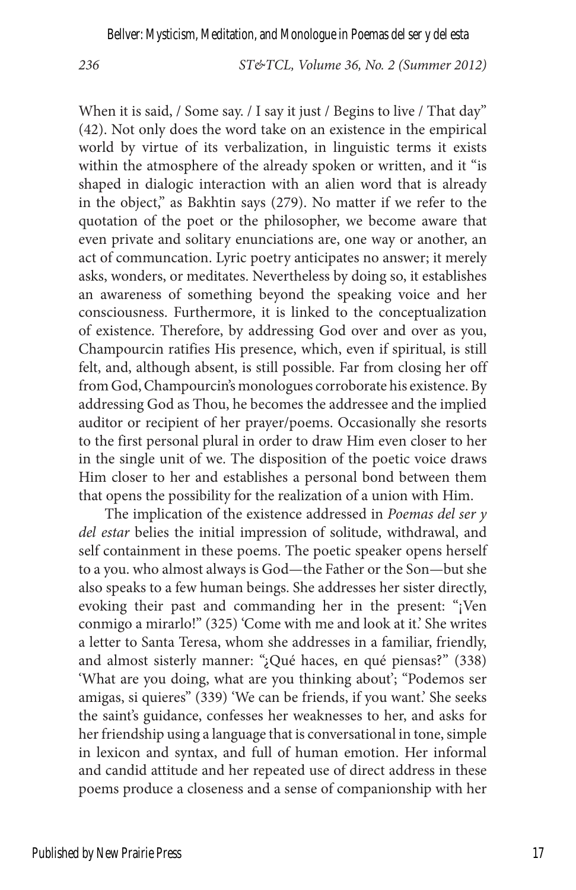When it is said, / Some say. / I say it just / Begins to live / That day" (42). Not only does the word take on an existence in the empirical world by virtue of its verbalization, in linguistic terms it exists within the atmosphere of the already spoken or written, and it "is shaped in dialogic interaction with an alien word that is already in the object," as Bakhtin says (279). No matter if we refer to the quotation of the poet or the philosopher, we become aware that even private and solitary enunciations are, one way or another, an act of communcation. Lyric poetry anticipates no answer; it merely asks, wonders, or meditates. Nevertheless by doing so, it establishes an awareness of something beyond the speaking voice and her consciousness. Furthermore, it is linked to the conceptualization of existence. Therefore, by addressing God over and over as you, Champourcin ratifies His presence, which, even if spiritual, is still felt, and, although absent, is still possible. Far from closing her off from God, Champourcin's monologues corroborate his existence. By addressing God as Thou, he becomes the addressee and the implied auditor or recipient of her prayer/poems. Occasionally she resorts to the first personal plural in order to draw Him even closer to her in the single unit of we. The disposition of the poetic voice draws Him closer to her and establishes a personal bond between them that opens the possibility for the realization of a union with Him.

The implication of the existence addressed in *Poemas del ser y del estar* belies the initial impression of solitude, withdrawal, and self containment in these poems. The poetic speaker opens herself to a you. who almost always is God—the Father or the Son—but she also speaks to a few human beings. She addresses her sister directly, evoking their past and commanding her in the present: "¡Ven conmigo a mirarlo!" (325) 'Come with me and look at it.' She writes a letter to Santa Teresa, whom she addresses in a familiar, friendly, and almost sisterly manner: "¿Qué haces, en qué piensas?" (338) 'What are you doing, what are you thinking about'; "Podemos ser amigas, si quieres" (339) 'We can be friends, if you want.' She seeks the saint's guidance, confesses her weaknesses to her, and asks for her friendship using a language that is conversational in tone, simple in lexicon and syntax, and full of human emotion. Her informal and candid attitude and her repeated use of direct address in these poems produce a closeness and a sense of companionship with her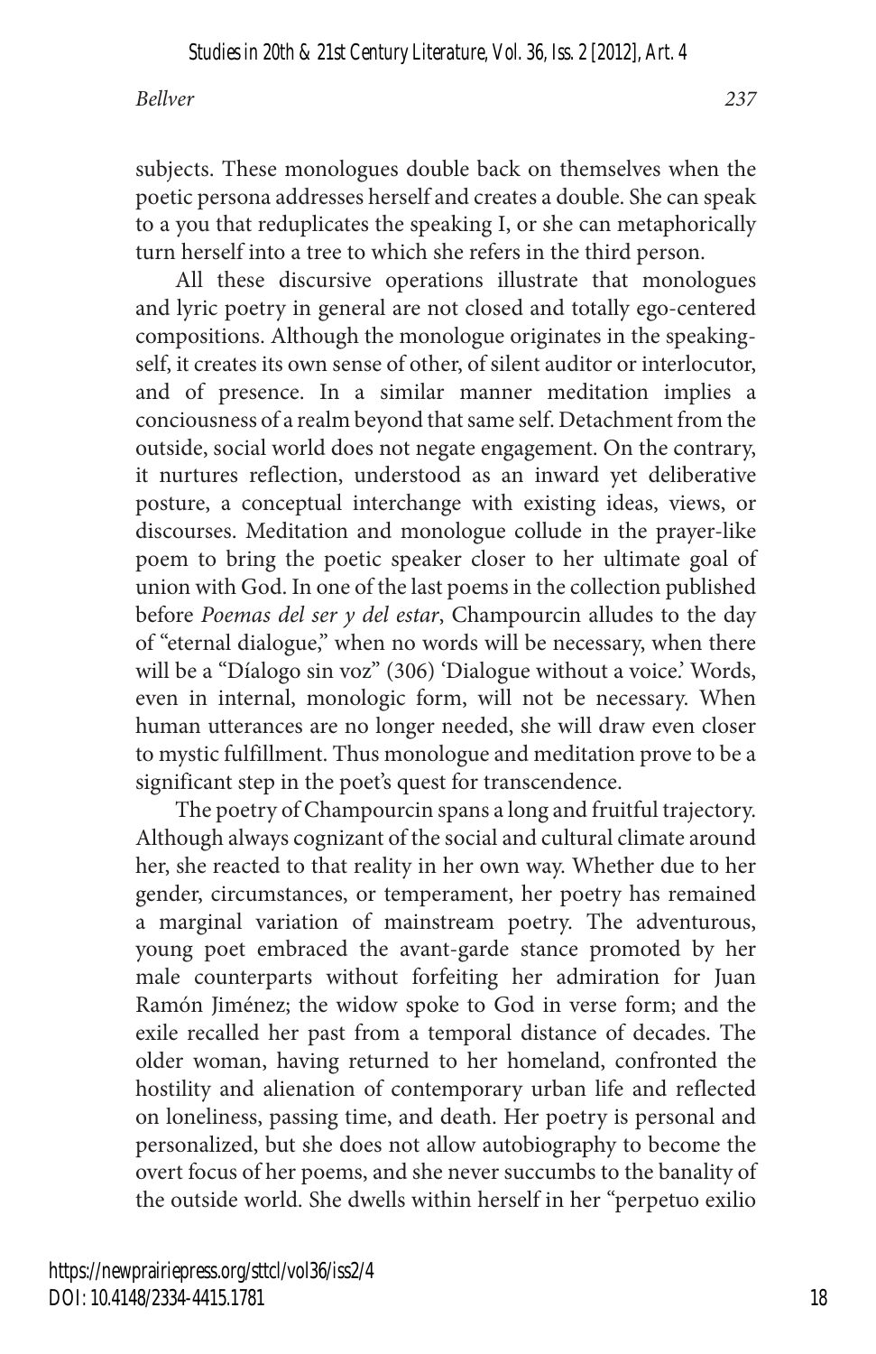subjects. These monologues double back on themselves when the poetic persona addresses herself and creates a double. She can speak to a you that reduplicates the speaking I, or she can metaphorically turn herself into a tree to which she refers in the third person.

All these discursive operations illustrate that monologues and lyric poetry in general are not closed and totally ego-centered compositions. Although the monologue originates in the speaking-self, it creates its own sense of other, of silent auditor or interlocutor, and of presence. In a similar manner meditation implies a conciousness of a realm beyond that same self. Detachment from the outside, social world does not negate engagement. On the contrary, it nurtures reflection, understood as an inward yet deliberative posture, a conceptual interchange with existing ideas, views, or discourses. Meditation and monologue collude in the prayer-like poem to bring the poetic speaker closer to her ultimate goal of union with God. In one of the last poems in the collection published before *Poemas del ser y del estar*, Champourcin alludes to the day of "eternal dialogue," when no words will be necessary, when there will be a "Díalogo sin voz" (306) 'Dialogue without a voice.' Words, even in internal, monologic form, will not be necessary. When human utterances are no longer needed, she will draw even closer to mystic fulfillment. Thus monologue and meditation prove to be a significant step in the poet's quest for transcendence.

The poetry of Champourcin spans a long and fruitful trajectory. Although always cognizant of the social and cultural climate around her, she reacted to that reality in her own way. Whether due to her gender, circumstances, or temperament, her poetry has remained a marginal variation of mainstream poetry. The adventurous, young poet embraced the avant-garde stance promoted by her male counterparts without forfeiting her admiration for Juan Ramón Jiménez; the widow spoke to God in verse form; and the exile recalled her past from a temporal distance of decades. The older woman, having returned to her homeland, confronted the hostility and alienation of contemporary urban life and reflected on loneliness, passing time, and death. Her poetry is personal and personalized, but she does not allow autobiography to become the overt focus of her poems, and she never succumbs to the banality of the outside world. She dwells within herself in her "perpetuo exilio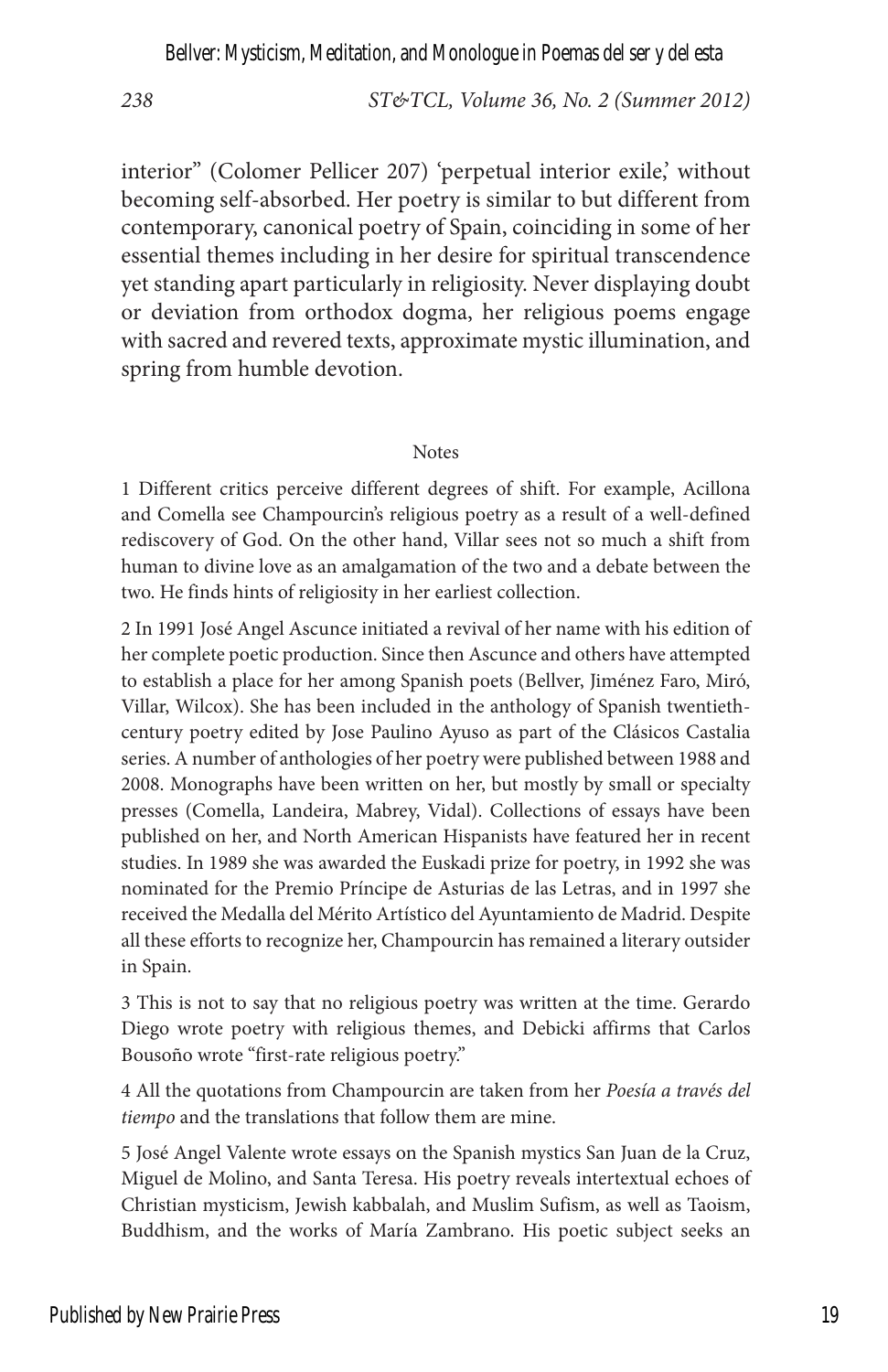interior" (Colomer Pellicer 207) 'perpetual interior exile,' without becoming self-absorbed. Her poetry is similar to but different from contemporary, canonical poetry of Spain, coinciding in some of her essential themes including in her desire for spiritual transcendence yet standing apart particularly in religiosity. Never displaying doubt or deviation from orthodox dogma, her religious poems engage with sacred and revered texts, approximate mystic illumination, and spring from humble devotion.

## Notes

1 Different critics perceive different degrees of shift. For example, Acillona and Comella see Champourcin's religious poetry as a result of a well-defined rediscovery of God. On the other hand, Villar sees not so much a shift from human to divine love as an amalgamation of the two and a debate between the two. He finds hints of religiosity in her earliest collection.

2 In 1991 José Angel Ascunce initiated a revival of her name with his edition of her complete poetic production. Since then Ascunce and others have attempted to establish a place for her among Spanish poets (Bellver, Jiménez Faro, Miró, Villar, Wilcox). She has been included in the anthology of Spanish twentieth-century poetry edited by Jose Paulino Ayuso as part of the Clásicos Castalia series. A number of anthologies of her poetry were published between 1988 and 2008. Monographs have been written on her, but mostly by small or specialty presses (Comella, Landeira, Mabrey, Vidal). Collections of essays have been published on her, and North American Hispanists have featured her in recent studies. In 1989 she was awarded the Euskadi prize for poetry, in 1992 she was nominated for the Premio Príncipe de Asturias de las Letras, and in 1997 she received the Medalla del Mérito Artístico del Ayuntamiento de Madrid. Despite all these efforts to recognize her, Champourcin has remained a literary outsider in Spain.

3 This is not to say that no religious poetry was written at the time. Gerardo Diego wrote poetry with religious themes, and Debicki affirms that Carlos Bousoño wrote "first-rate religious poetry."

4 All the quotations from Champourcin are taken from her *Poesía a través del tiempo* and the translations that follow them are mine.

5 José Angel Valente wrote essays on the Spanish mystics San Juan de la Cruz, Miguel de Molino, and Santa Teresa. His poetry reveals intertextual echoes of Christian mysticism, Jewish kabbalah, and Muslim Sufism, as well as Taoism, Buddhism, and the works of María Zambrano. His poetic subject seeks an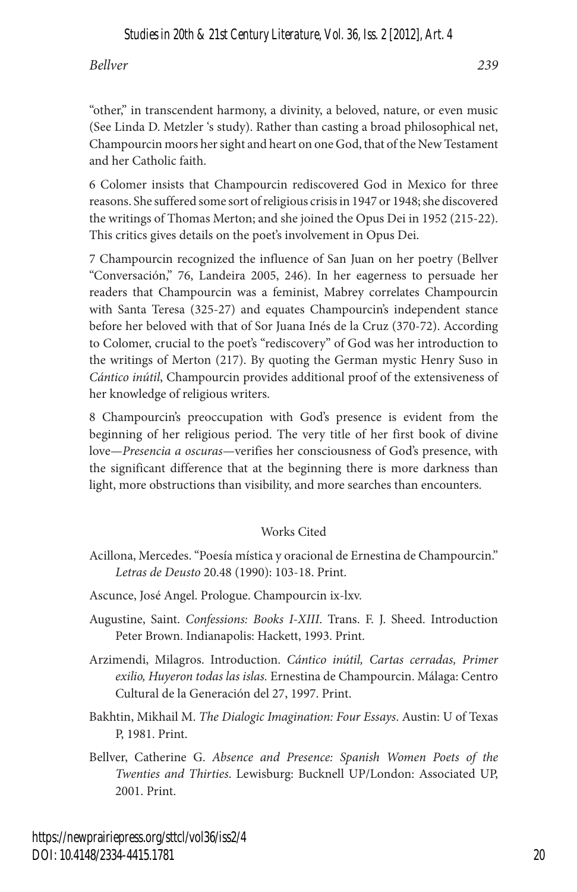"other," in transcendent harmony, a divinity, a beloved, nature, or even music (See Linda D. Metzler 's study). Rather than casting a broad philosophical net, Champourcin moors her sight and heart on one God, that of the New Testament and her Catholic faith.

6 Colomer insists that Champourcin rediscovered God in Mexico for three reasons. She suffered some sort of religious crisis in 1947 or 1948; she discovered the writings of Thomas Merton; and she joined the Opus Dei in 1952 (215-22). This critics gives details on the poet's involvement in Opus Dei.

7 Champourcin recognized the influence of San Juan on her poetry (Bellver "Conversación," 76, Landeira 2005, 246). In her eagerness to persuade her readers that Champourcin was a feminist, Mabrey correlates Champourcin with Santa Teresa (325-27) and equates Champourcin's independent stance before her beloved with that of Sor Juana Inés de la Cruz (370-72). According to Colomer, crucial to the poet's "rediscovery" of God was her introduction to the writings of Merton (217). By quoting the German mystic Henry Suso in *Cántico inútil*, Champourcin provides additional proof of the extensiveness of her knowledge of religious writers.

8 Champourcin's preoccupation with God's presence is evident from the beginning of her religious period. The very title of her first book of divine love—*Presencia a oscuras*—verifies her consciousness of God's presence, with the significant difference that at the beginning there is more darkness than light, more obstructions than visibility, and more searches than encounters.

## Works Cited

Acillona, Mercedes. "Poesía mística y oracional de Ernestina de Champourcin." *Letras de Deusto* 20.48 (1990): 103-18. Print.

Ascunce, José Angel. Prologue. Champourcin ix-lxv.

Augustine, Saint. *Confessions: Books I-XIII*. Trans. F. J. Sheed. Introduction Peter Brown. Indianapolis: Hackett, 1993. Print.

Arzimendi, Milagros. Introduction. *Cántico inútil, Cartas cerradas, Primer exilio, Huyeron todas las islas.* Ernestina de Champourcin. Málaga: Centro Cultural de la Generación del 27, 1997. Print.

Bakhtin, Mikhail M. *The Dialogic Imagination: Four Essays*. Austin: U of Texas P, 1981. Print.

Bellver, Catherine G. *Absence and Presence: Spanish Women Poets of the Twenties and Thirties*. Lewisburg: Bucknell UP/London: Associated UP, 2001. Print.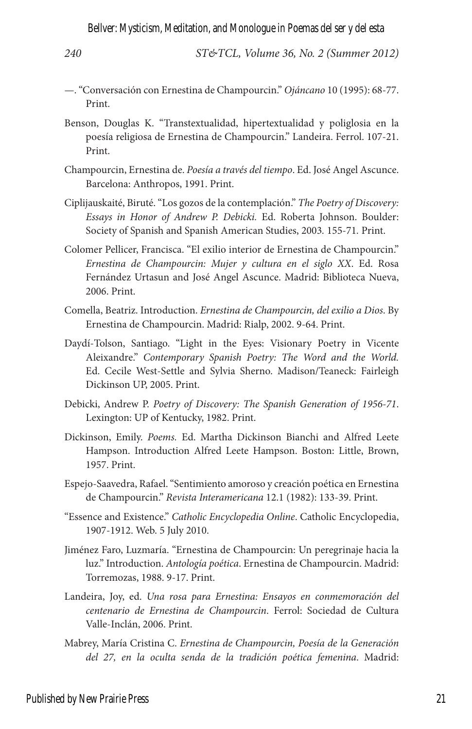—. "Conversación con Ernestina de Champourcin." *Ojáncano* 10 (1995): 68-77. Print.

Benson, Douglas K. "Transtextualidad, hipertextualidad y poliglosia en la poesía religiosa de Ernestina de Champourcin." Landeira. Ferrol. 107-21. Print.

Champourcin, Ernestina de. *Poesía a través del tiempo*. Ed. José Angel Ascunce. Barcelona: Anthropos, 1991. Print.

Ciplijauskaité, Biruté. "Los gozos de la contemplación." *The Poetry of Discovery: Essays in Honor of Andrew P. Debicki.* Ed. Roberta Johnson. Boulder: Society of Spanish and Spanish American Studies, 2003. 155-71. Print.

Colomer Pellicer, Francisca. "El exilio interior de Ernestina de Champourcin." *Ernestina de Champourcin: Mujer y cultura en el siglo XX*. Ed. Rosa Fernández Urtasun and José Angel Ascunce. Madrid: Biblioteca Nueva, 2006. Print.

Comella, Beatriz. Introduction. *Ernestina de Champourcin, del exilio a Dios*. By Ernestina de Champourcin. Madrid: Rialp, 2002. 9-64. Print.

Daydí-Tolson, Santiago. "Light in the Eyes: Visionary Poetry in Vicente Aleixandre." *Contemporary Spanish Poetry: The Word and the World.* Ed. Cecile West-Settle and Sylvia Sherno. Madison/Teaneck: Fairleigh Dickinson UP, 2005. Print.

Debicki, Andrew P. *Poetry of Discovery: The Spanish Generation of 1956-71*. Lexington: UP of Kentucky, 1982. Print.

Dickinson, Emily. *Poems.* Ed. Martha Dickinson Bianchi and Alfred Leete Hampson. Introduction Alfred Leete Hampson. Boston: Little, Brown, 1957. Print.

Espejo-Saavedra, Rafael. "Sentimiento amoroso y creación poética en Ernestina de Champourcin." *Revista Interamericana* 12.1 (1982): 133-39. Print.

"Essence and Existence." *Catholic Encyclopedia Online*. Catholic Encyclopedia, 1907-1912. Web. 5 July 2010.

Jiménez Faro, Luzmaría. "Ernestina de Champourcin: Un peregrinaje hacia la luz." Introduction. *Antología poética*. Ernestina de Champourcin. Madrid: Torremozas, 1988. 9-17. Print.

Landeira, Joy, ed. *Una rosa para Ernestina: Ensayos en conmemoración del centenario de Ernestina de Champourcin*. Ferrol: Sociedad de Cultura Valle-Inclán, 2006. Print.

Mabrey, María Cristina C. *Ernestina de Champourcin, Poesía de la Generación del 27, en la oculta senda de la tradición poética femenina*. Madrid: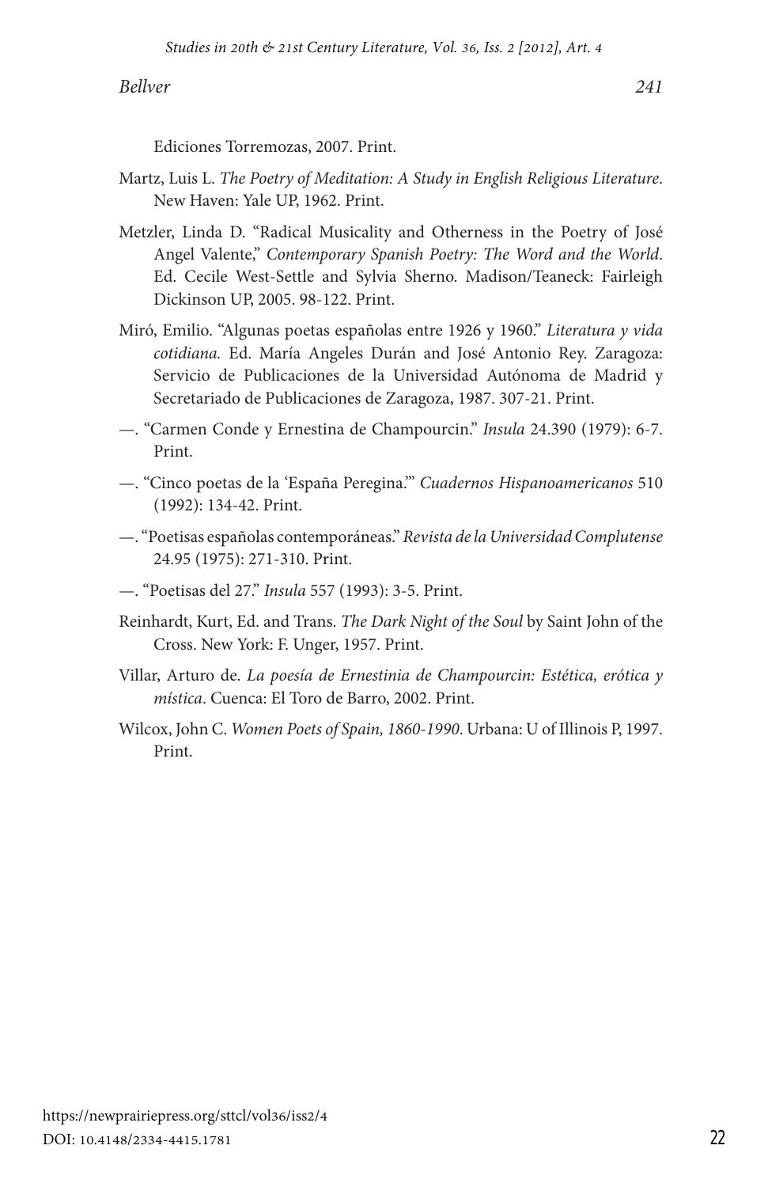Ediciones Torremozas, 2007. Print.

Martz, Luis L. *The Poetry of Meditation: A Study in English Religious Literature*. New Haven: Yale UP, 1962. Print.

Metzler, Linda D. "Radical Musicality and Otherness in the Poetry of José Angel Valente," *Contemporary Spanish Poetry: The Word and the World*. Ed. Cecile West-Settle and Sylvia Sherno. Madison/Teaneck: Fairleigh Dickinson UP, 2005. 98-122. Print.

Miró, Emilio. "Algunas poetas españolas entre 1926 y 1960." *Literatura y vida cotidiana*. Ed. María Angeles Durán and José Antonio Rey. Zaragoza: Servicio de Publicaciones de la Universidad Autónoma de Madrid y Secretariado de Publicaciones de Zaragoza, 1987. 307-21. Print.

—. "Carmen Conde y Ernestina de Champourcin." *Insula* 24.390 (1979): 6-7. Print.

—. "Cinco poetas de la 'España Peregina.'" *Cuadernos Hispanoamericanos* 510 (1992): 134-42. Print.

—. "Poetisas españolas contemporáneas." *Revista de la Universidad Complutense* 24.95 (1975): 271-310. Print.

—. "Poetisas del 27." *Insula* 557 (1993): 3-5. Print.

Reinhardt, Kurt, Ed. and Trans. *The Dark Night of the Soul* by Saint John of the Cross. New York: F. Unger, 1957. Print.

Villar, Arturo de. *La poesía de Ernestinia de Champourcin: Estética, erótica y mística*. Cuenca: El Toro de Barro, 2002. Print.

Wilcox, John C. *Women Poets of Spain, 1860-1990*. Urbana: U of Illinois P, 1997. Print.